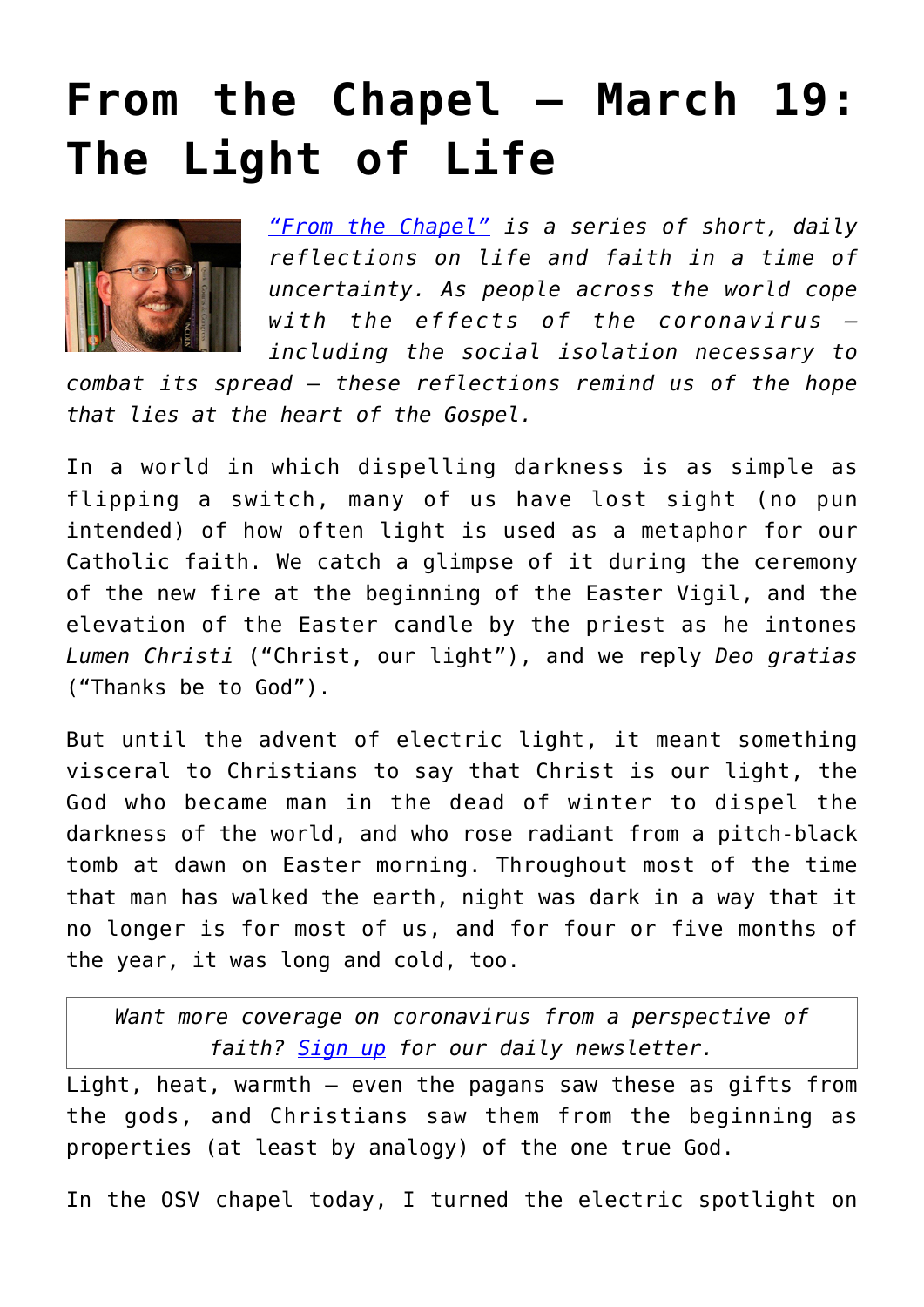# From the Chapel — March 19: The Light of Life

*"From the Chapel" is a series of short, daily reflections on life and faith in a time of uncertainty. As people across the world cope with the effects of the coronavirus — including the social isolation necessary to combat its spread — these reflections remind us of the hope that lies at the heart of the Gospel.*

In a world in which dispelling darkness is as simple as flipping a switch, many of us have lost sight (no pun intended) of how often light is used as a metaphor for our Catholic faith. We catch a glimpse of it during the ceremony of the new fire at the beginning of the Easter Vigil, and the elevation of the Easter candle by the priest as he intones *Lumen Christi* ("Christ, our light"), and we reply *Deo gratias* ("Thanks be to God").

But until the advent of electric light, it meant something visceral to Christians to say that Christ is our light, the God who became man in the dead of winter to dispel the darkness of the world, and who rose radiant from a pitch-black tomb at dawn on Easter morning. Throughout most of the time that man has walked the earth, night was dark in a way that it no longer is for most of us, and for four or five months of the year, it was long and cold, too.

> *Want more coverage on coronavirus from a perspective of faith? Sign up for our daily newsletter.*

Light, heat, warmth — even the pagans saw these as gifts from the gods, and Christians saw them from the beginning as properties (at least by analogy) of the one true God.

In the OSV chapel today, I turned the electric spotlight on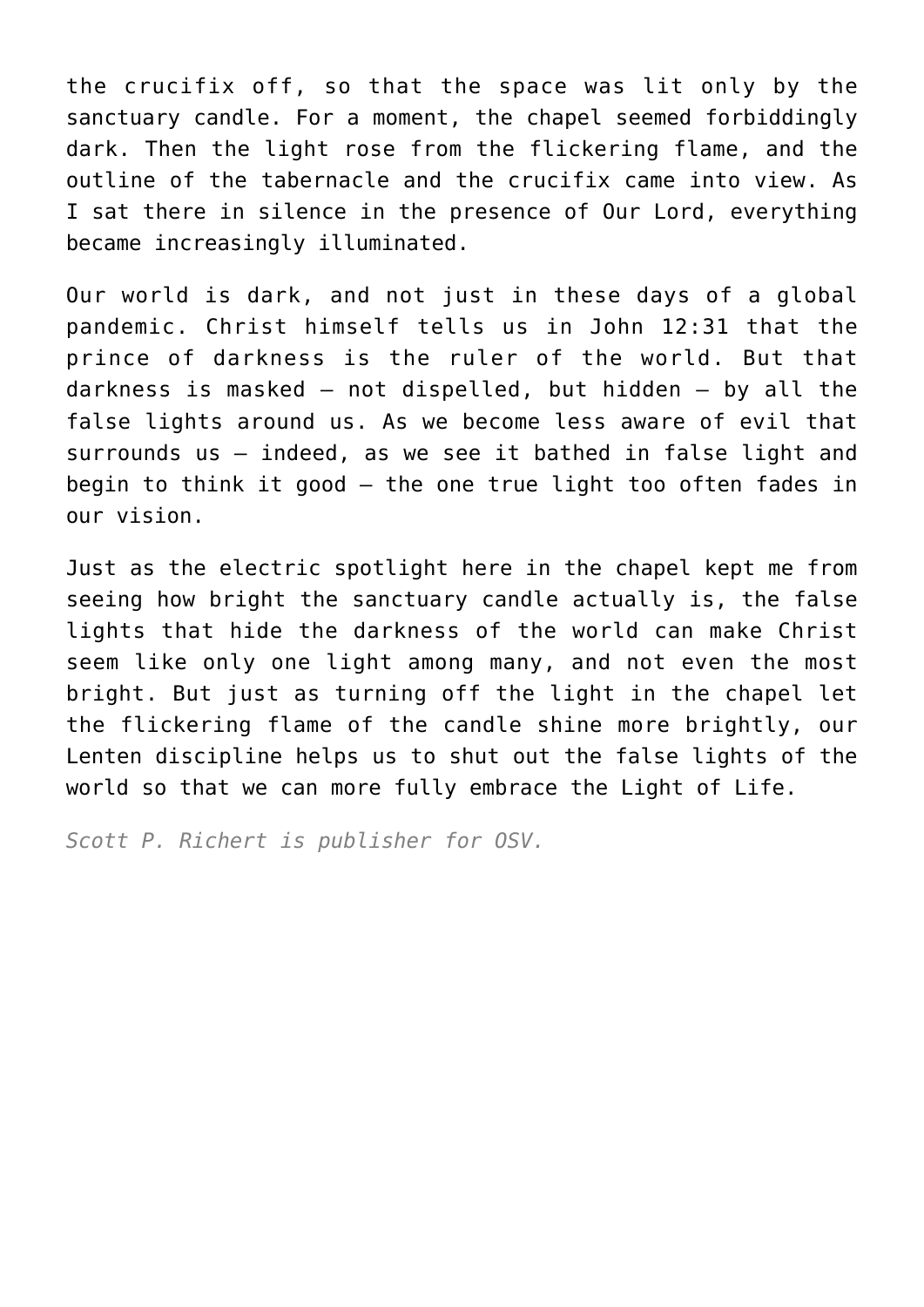the crucifix off, so that the space was lit only by the sanctuary candle. For a moment, the chapel seemed forbiddingly dark. Then the light rose from the flickering flame, and the outline of the tabernacle and the crucifix came into view. As I sat there in silence in the presence of Our Lord, everything became increasingly illuminated.

Our world is dark, and not just in these days of a global pandemic. Christ himself tells us in John 12:31 that the prince of darkness is the ruler of the world. But that darkness is masked — not dispelled, but hidden — by all the false lights around us. As we become less aware of evil that surrounds us — indeed, as we see it bathed in false light and begin to think it good — the one true light too often fades in our vision.

Just as the electric spotlight here in the chapel kept me from seeing how bright the sanctuary candle actually is, the false lights that hide the darkness of the world can make Christ seem like only one light among many, and not even the most bright. But just as turning off the light in the chapel let the flickering flame of the candle shine more brightly, our Lenten discipline helps us to shut out the false lights of the world so that we can more fully embrace the Light of Life.

*Scott P. Richert is publisher for OSV.*